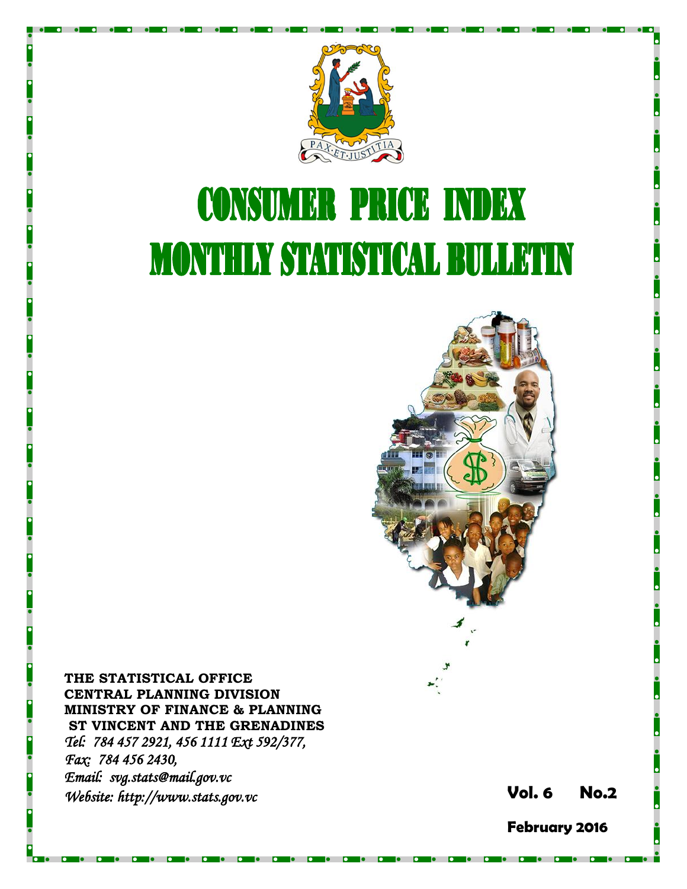# CONSUMER PRICE INDEX

# MONTHLY STATISTICAL BULLETIN

**THE STATISTICAL OFFICE**
**CENTRAL PLANNING DIVISION**
**MINISTRY OF FINANCE & PLANNING**
**ST VINCENT AND THE GRENADINES**
*Tel: 784 457 2921, 456 1111 Ext 592/377,*
*Fax: 784 456 2430,*
*Email: svg.stats@mail.gov.vc*
*Website: http://www.stats.gov.vc*

**Vol. 6 No.2**

**February 2016**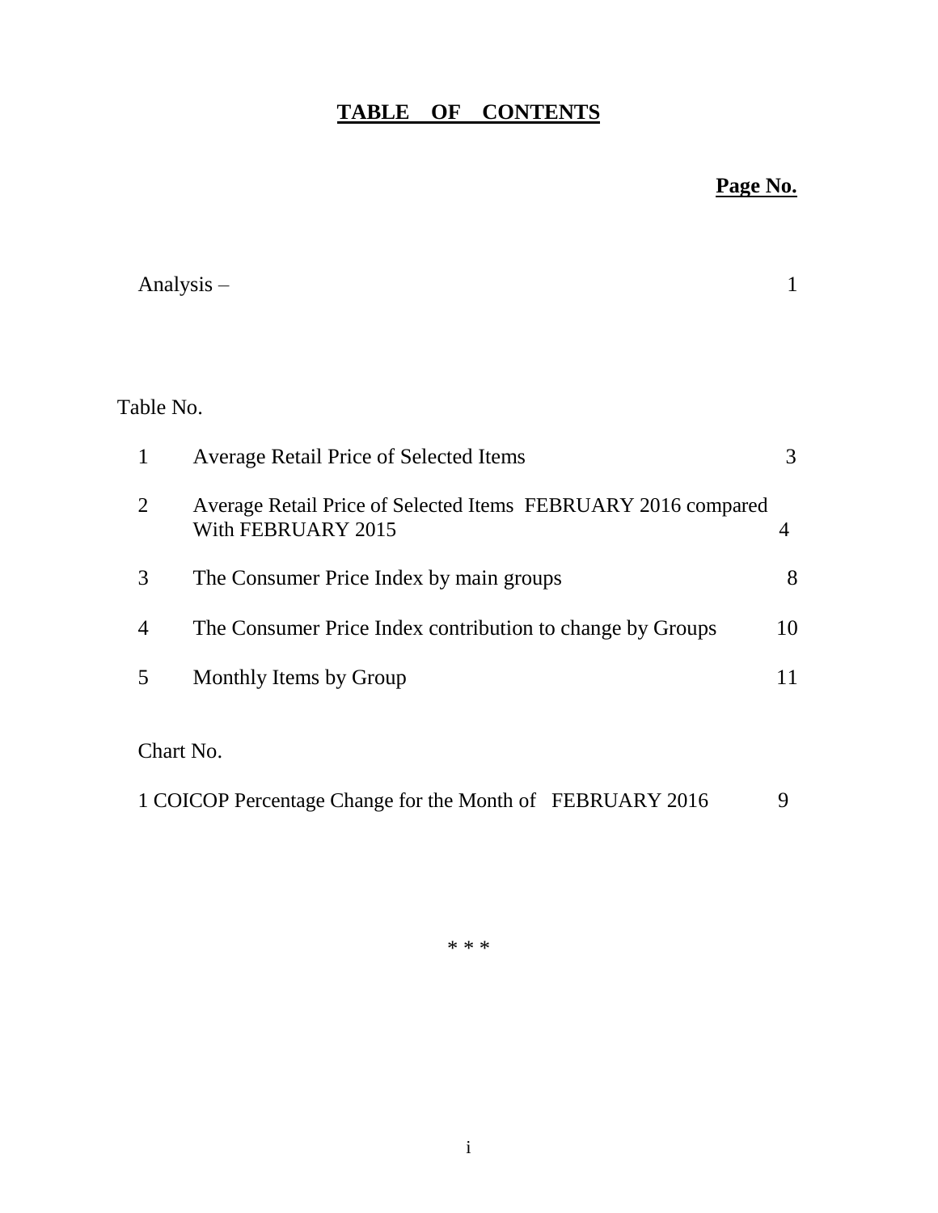# TABLE OF CONTENTS

**Page No.**

| | | |
|---|---|---|
| Analysis – | | 1 |
| **Table No.** | | |
| 1 | Average Retail Price of Selected Items | 3 |
| 2 | Average Retail Price of Selected Items FEBRUARY 2016 compared With FEBRUARY 2015 | 4 |
| 3 | The Consumer Price Index by main groups | 8 |
| 4 | The Consumer Price Index contribution to change by Groups | 10 |
| 5 | Monthly Items by Group | 11 |
| **Chart No.** | | |
| 1 | COICOP Percentage Change for the Month of FEBRUARY 2016 | 9 |

\* \* \*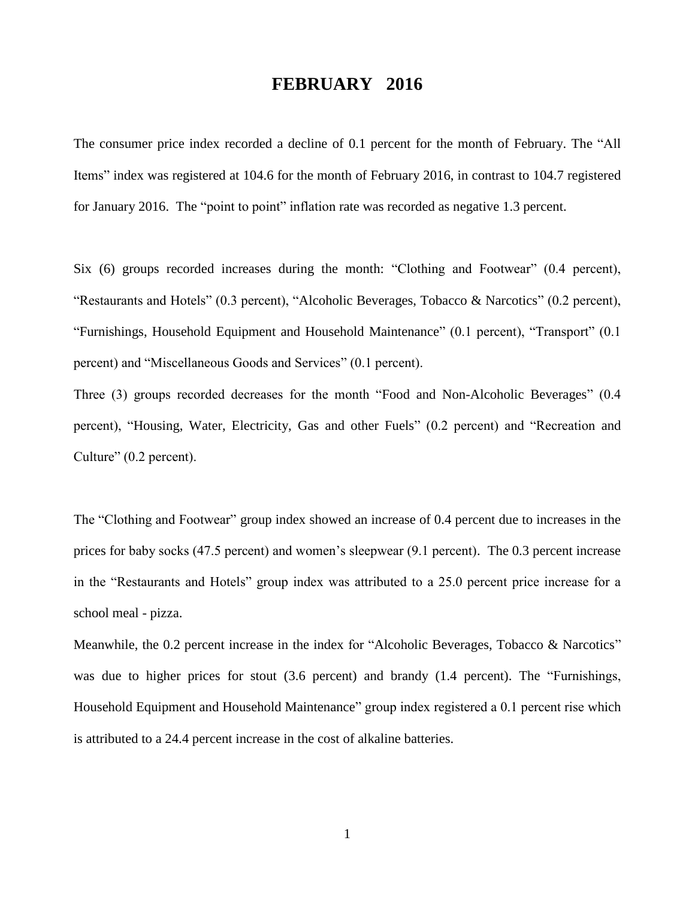# FEBRUARY 2016

The consumer price index recorded a decline of 0.1 percent for the month of February. The "All Items" index was registered at 104.6 for the month of February 2016, in contrast to 104.7 registered for January 2016. The "point to point" inflation rate was recorded as negative 1.3 percent.

Six (6) groups recorded increases during the month: "Clothing and Footwear" (0.4 percent), "Restaurants and Hotels" (0.3 percent), "Alcoholic Beverages, Tobacco & Narcotics" (0.2 percent), "Furnishings, Household Equipment and Household Maintenance" (0.1 percent), "Transport" (0.1 percent) and "Miscellaneous Goods and Services" (0.1 percent).

Three (3) groups recorded decreases for the month "Food and Non-Alcoholic Beverages" (0.4 percent), "Housing, Water, Electricity, Gas and other Fuels" (0.2 percent) and "Recreation and Culture" (0.2 percent).

The "Clothing and Footwear" group index showed an increase of 0.4 percent due to increases in the prices for baby socks (47.5 percent) and women's sleepwear (9.1 percent). The 0.3 percent increase in the "Restaurants and Hotels" group index was attributed to a 25.0 percent price increase for a school meal - pizza.

Meanwhile, the 0.2 percent increase in the index for "Alcoholic Beverages, Tobacco & Narcotics" was due to higher prices for stout (3.6 percent) and brandy (1.4 percent). The "Furnishings, Household Equipment and Household Maintenance" group index registered a 0.1 percent rise which is attributed to a 24.4 percent increase in the cost of alkaline batteries.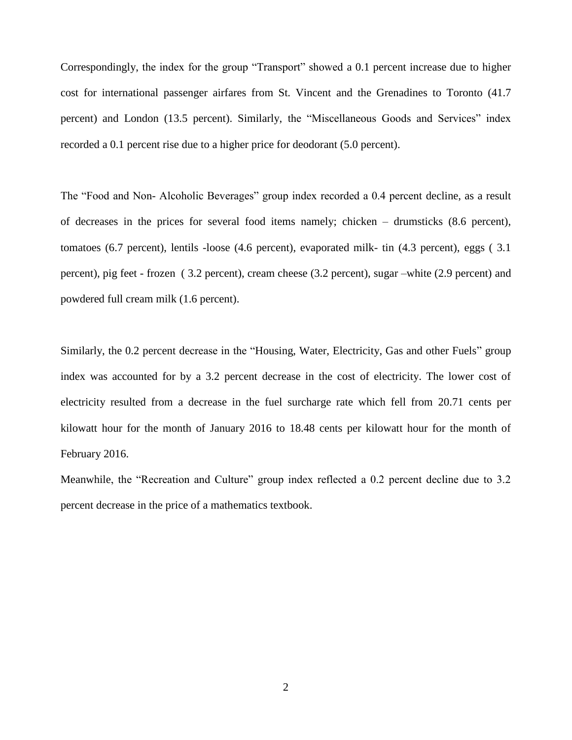Correspondingly, the index for the group “Transport” showed a 0.1 percent increase due to higher cost for international passenger airfares from St. Vincent and the Grenadines to Toronto (41.7 percent) and London (13.5 percent). Similarly, the “Miscellaneous Goods and Services” index recorded a 0.1 percent rise due to a higher price for deodorant (5.0 percent).

The “Food and Non- Alcoholic Beverages” group index recorded a 0.4 percent decline, as a result of decreases in the prices for several food items namely; chicken – drumsticks (8.6 percent), tomatoes (6.7 percent), lentils -loose (4.6 percent), evaporated milk- tin (4.3 percent), eggs ( 3.1 percent), pig feet - frozen ( 3.2 percent), cream cheese (3.2 percent), sugar –white (2.9 percent) and powdered full cream milk (1.6 percent).

Similarly, the 0.2 percent decrease in the “Housing, Water, Electricity, Gas and other Fuels” group index was accounted for by a 3.2 percent decrease in the cost of electricity. The lower cost of electricity resulted from a decrease in the fuel surcharge rate which fell from 20.71 cents per kilowatt hour for the month of January 2016 to 18.48 cents per kilowatt hour for the month of February 2016.

Meanwhile, the “Recreation and Culture” group index reflected a 0.2 percent decline due to 3.2 percent decrease in the price of a mathematics textbook.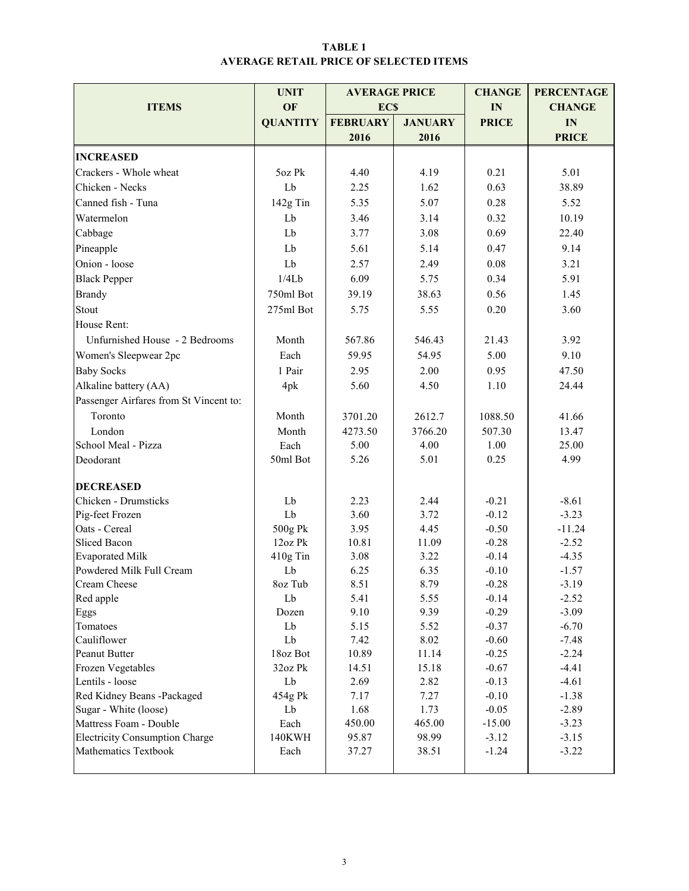**TABLE 1**
**AVERAGE RETAIL PRICE OF SELECTED ITEMS**

| ITEMS | UNIT OF QUANTITY | AVERAGE PRICE EC$ | | CHANGE IN PRICE | PERCENTAGE CHANGE IN PRICE |
|---|---|---|---|---|---|
| | | FEBRUARY 2016 | JANUARY 2016 | | |
| **INCREASED** | | | | | |
| Crackers - Whole wheat | 5oz Pk | 4.40 | 4.19 | 0.21 | 5.01 |
| Chicken - Necks | Lb | 2.25 | 1.62 | 0.63 | 38.89 |
| Canned fish - Tuna | 142g Tin | 5.35 | 5.07 | 0.28 | 5.52 |
| Watermelon | Lb | 3.46 | 3.14 | 0.32 | 10.19 |
| Cabbage | Lb | 3.77 | 3.08 | 0.69 | 22.40 |
| Pineapple | Lb | 5.61 | 5.14 | 0.47 | 9.14 |
| Onion - loose | Lb | 2.57 | 2.49 | 0.08 | 3.21 |
| Black Pepper | 1/4Lb | 6.09 | 5.75 | 0.34 | 5.91 |
| Brandy | 750ml Bot | 39.19 | 38.63 | 0.56 | 1.45 |
| Stout | 275ml Bot | 5.75 | 5.55 | 0.20 | 3.60 |
| House Rent: | | | | | |
| Unfurnished House - 2 Bedrooms | Month | 567.86 | 546.43 | 21.43 | 3.92 |
| Women's Sleepwear 2pc | Each | 59.95 | 54.95 | 5.00 | 9.10 |
| Baby Socks | 1 Pair | 2.95 | 2.00 | 0.95 | 47.50 |
| Alkaline battery (AA) | 4pk | 5.60 | 4.50 | 1.10 | 24.44 |
| Passenger Airfares from St Vincent to: | | | | | |
| Toronto | Month | 3701.20 | 2612.7 | 1088.50 | 41.66 |
| London | Month | 4273.50 | 3766.20 | 507.30 | 13.47 |
| School Meal - Pizza | Each | 5.00 | 4.00 | 1.00 | 25.00 |
| Deodorant | 50ml Bot | 5.26 | 5.01 | 0.25 | 4.99 |
| **DECREASED** | | | | | |
| Chicken - Drumsticks | Lb | 2.23 | 2.44 | -0.21 | -8.61 |
| Pig-feet Frozen | Lb | 3.60 | 3.72 | -0.12 | -3.23 |
| Oats - Cereal | 500g Pk | 3.95 | 4.45 | -0.50 | -11.24 |
| Sliced Bacon | 12oz Pk | 10.81 | 11.09 | -0.28 | -2.52 |
| Evaporated Milk | 410g Tin | 3.08 | 3.22 | -0.14 | -4.35 |
| Powdered Milk Full Cream | Lb | 6.25 | 6.35 | -0.10 | -1.57 |
| Cream Cheese | 8oz Tub | 8.51 | 8.79 | -0.28 | -3.19 |
| Red apple | Lb | 5.41 | 5.55 | -0.14 | -2.52 |
| Eggs | Dozen | 9.10 | 9.39 | -0.29 | -3.09 |
| Tomatoes | Lb | 5.15 | 5.52 | -0.37 | -6.70 |
| Cauliflower | Lb | 7.42 | 8.02 | -0.60 | -7.48 |
| Peanut Butter | 18oz Bot | 10.89 | 11.14 | -0.25 | -2.24 |
| Frozen Vegetables | 32oz Pk | 14.51 | 15.18 | -0.67 | -4.41 |
| Lentils - loose | Lb | 2.69 | 2.82 | -0.13 | -4.61 |
| Red Kidney Beans -Packaged | 454g Pk | 7.17 | 7.27 | -0.10 | -1.38 |
| Sugar - White (loose) | Lb | 1.68 | 1.73 | -0.05 | -2.89 |
| Mattress Foam - Double | Each | 450.00 | 465.00 | -15.00 | -3.23 |
| Electricity Consumption Charge | 140KWH | 95.87 | 98.99 | -3.12 | -3.15 |
| Mathematics Textbook | Each | 37.27 | 38.51 | -1.24 | -3.22 |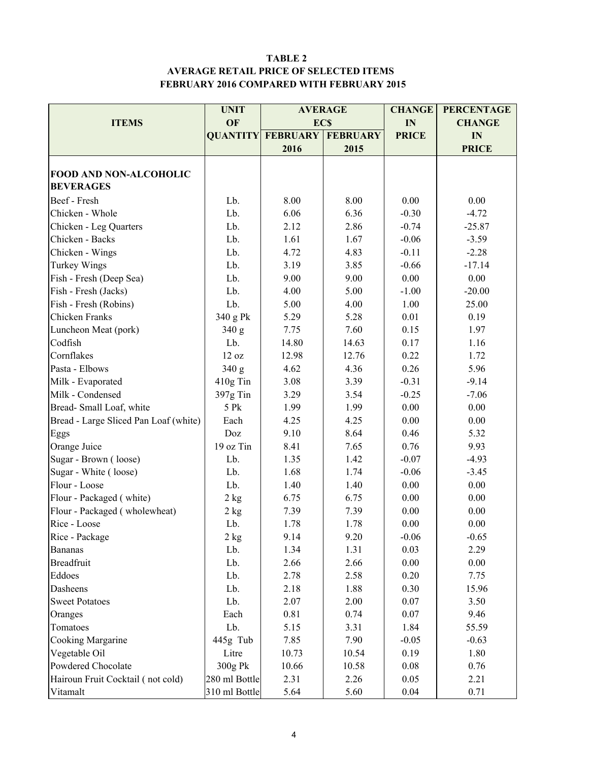**TABLE 2**
**AVERAGE RETAIL PRICE OF SELECTED ITEMS**
**FEBRUARY 2016 COMPARED WITH FEBRUARY 2015**

| ITEMS | UNIT OF QUANTITY | AVERAGE EC$ FEBRUARY 2016 | FEBRUARY 2015 | CHANGE IN PRICE | PERCENTAGE CHANGE IN PRICE |
|---|---|---|---|---|---|
| **FOOD AND NON-ALCOHOLIC BEVERAGES** | | | | | |
| Beef - Fresh | Lb. | 8.00 | 8.00 | 0.00 | 0.00 |
| Chicken - Whole | Lb. | 6.06 | 6.36 | -0.30 | -4.72 |
| Chicken - Leg Quarters | Lb. | 2.12 | 2.86 | -0.74 | -25.87 |
| Chicken - Backs | Lb. | 1.61 | 1.67 | -0.06 | -3.59 |
| Chicken - Wings | Lb. | 4.72 | 4.83 | -0.11 | -2.28 |
| Turkey Wings | Lb. | 3.19 | 3.85 | -0.66 | -17.14 |
| Fish - Fresh (Deep Sea) | Lb. | 9.00 | 9.00 | 0.00 | 0.00 |
| Fish - Fresh (Jacks) | Lb. | 4.00 | 5.00 | -1.00 | -20.00 |
| Fish - Fresh (Robins) | Lb. | 5.00 | 4.00 | 1.00 | 25.00 |
| Chicken Franks | 340 g Pk | 5.29 | 5.28 | 0.01 | 0.19 |
| Luncheon Meat (pork) | 340 g | 7.75 | 7.60 | 0.15 | 1.97 |
| Codfish | Lb. | 14.80 | 14.63 | 0.17 | 1.16 |
| Cornflakes | 12 oz | 12.98 | 12.76 | 0.22 | 1.72 |
| Pasta - Elbows | 340 g | 4.62 | 4.36 | 0.26 | 5.96 |
| Milk - Evaporated | 410g Tin | 3.08 | 3.39 | -0.31 | -9.14 |
| Milk - Condensed | 397g Tin | 3.29 | 3.54 | -0.25 | -7.06 |
| Bread- Small Loaf, white | 5 Pk | 1.99 | 1.99 | 0.00 | 0.00 |
| Bread - Large Sliced Pan Loaf (white) | Each | 4.25 | 4.25 | 0.00 | 0.00 |
| Eggs | Doz | 9.10 | 8.64 | 0.46 | 5.32 |
| Orange Juice | 19 oz Tin | 8.41 | 7.65 | 0.76 | 9.93 |
| Sugar - Brown ( loose) | Lb. | 1.35 | 1.42 | -0.07 | -4.93 |
| Sugar - White ( loose) | Lb. | 1.68 | 1.74 | -0.06 | -3.45 |
| Flour - Loose | Lb. | 1.40 | 1.40 | 0.00 | 0.00 |
| Flour - Packaged ( white) | 2 kg | 6.75 | 6.75 | 0.00 | 0.00 |
| Flour - Packaged ( wholewheat) | 2 kg | 7.39 | 7.39 | 0.00 | 0.00 |
| Rice - Loose | Lb. | 1.78 | 1.78 | 0.00 | 0.00 |
| Rice - Package | 2 kg | 9.14 | 9.20 | -0.06 | -0.65 |
| Bananas | Lb. | 1.34 | 1.31 | 0.03 | 2.29 |
| Breadfruit | Lb. | 2.66 | 2.66 | 0.00 | 0.00 |
| Eddoes | Lb. | 2.78 | 2.58 | 0.20 | 7.75 |
| Dasheens | Lb. | 2.18 | 1.88 | 0.30 | 15.96 |
| Sweet Potatoes | Lb. | 2.07 | 2.00 | 0.07 | 3.50 |
| Oranges | Each | 0.81 | 0.74 | 0.07 | 9.46 |
| Tomatoes | Lb. | 5.15 | 3.31 | 1.84 | 55.59 |
| Cooking Margarine | 445g Tub | 7.85 | 7.90 | -0.05 | -0.63 |
| Vegetable Oil | Litre | 10.73 | 10.54 | 0.19 | 1.80 |
| Powdered Chocolate | 300g Pk | 10.66 | 10.58 | 0.08 | 0.76 |
| Hairoun Fruit Cocktail ( not cold) | 280 ml Bottle | 2.31 | 2.26 | 0.05 | 2.21 |
| Vitamalt | 310 ml Bottle | 5.64 | 5.60 | 0.04 | 0.71 |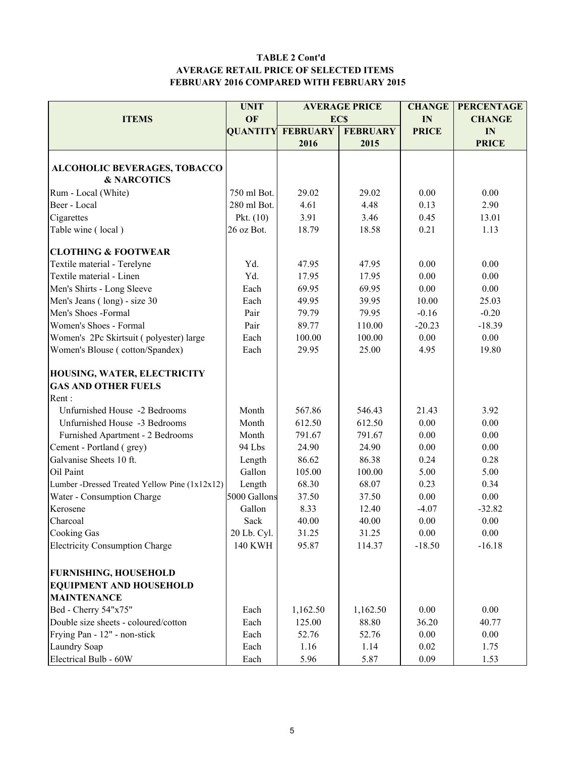**TABLE 2 Cont'd**
**AVERAGE RETAIL PRICE OF SELECTED ITEMS**
**FEBRUARY 2016 COMPARED WITH FEBRUARY 2015**

| ITEMS | UNIT OF QUANTITY | AVERAGE PRICE EC$ | | CHANGE IN PRICE | PERCENTAGE CHANGE IN PRICE |
|---|---|---|---|---|---|
| | | FEBRUARY 2016 | FEBRUARY 2015 | | |
| **ALCOHOLIC BEVERAGES, TOBACCO & NARCOTICS** | | | | | |
| Rum - Local (White) | 750 ml Bot. | 29.02 | 29.02 | 0.00 | 0.00 |
| Beer - Local | 280 ml Bot. | 4.61 | 4.48 | 0.13 | 2.90 |
| Cigarettes | Pkt. (10) | 3.91 | 3.46 | 0.45 | 13.01 |
| Table wine ( local ) | 26 oz Bot. | 18.79 | 18.58 | 0.21 | 1.13 |
| **CLOTHING & FOOTWEAR** | | | | | |
| Textile material - Terelyne | Yd. | 47.95 | 47.95 | 0.00 | 0.00 |
| Textile material - Linen | Yd. | 17.95 | 17.95 | 0.00 | 0.00 |
| Men's Shirts - Long Sleeve | Each | 69.95 | 69.95 | 0.00 | 0.00 |
| Men's Jeans ( long) - size 30 | Each | 49.95 | 39.95 | 10.00 | 25.03 |
| Men's Shoes -Formal | Pair | 79.79 | 79.95 | -0.16 | -0.20 |
| Women's Shoes - Formal | Pair | 89.77 | 110.00 | -20.23 | -18.39 |
| Women's 2Pc Skirtsuit ( polyester) large | Each | 100.00 | 100.00 | 0.00 | 0.00 |
| Women's Blouse ( cotton/Spandex) | Each | 29.95 | 25.00 | 4.95 | 19.80 |
| **HOUSING, WATER, ELECTRICITY GAS AND OTHER FUELS** | | | | | |
| Rent : | | | | | |
| Unfurnished House -2 Bedrooms | Month | 567.86 | 546.43 | 21.43 | 3.92 |
| Unfurnished House -3 Bedrooms | Month | 612.50 | 612.50 | 0.00 | 0.00 |
| Furnished Apartment - 2 Bedrooms | Month | 791.67 | 791.67 | 0.00 | 0.00 |
| Cement - Portland ( grey) | 94 Lbs | 24.90 | 24.90 | 0.00 | 0.00 |
| Galvanise Sheets 10 ft. | Length | 86.62 | 86.38 | 0.24 | 0.28 |
| Oil Paint | Gallon | 105.00 | 100.00 | 5.00 | 5.00 |
| Lumber -Dressed Treated Yellow Pine (1x12x12) | Length | 68.30 | 68.07 | 0.23 | 0.34 |
| Water - Consumption Charge | 5000 Gallons | 37.50 | 37.50 | 0.00 | 0.00 |
| Kerosene | Gallon | 8.33 | 12.40 | -4.07 | -32.82 |
| Charcoal | Sack | 40.00 | 40.00 | 0.00 | 0.00 |
| Cooking Gas | 20 Lb. Cyl. | 31.25 | 31.25 | 0.00 | 0.00 |
| Electricity Consumption Charge | 140 KWH | 95.87 | 114.37 | -18.50 | -16.18 |
| **FURNISHING, HOUSEHOLD EQUIPMENT AND HOUSEHOLD MAINTENANCE** | | | | | |
| Bed - Cherry 54"x75" | Each | 1,162.50 | 1,162.50 | 0.00 | 0.00 |
| Double size sheets - coloured/cotton | Each | 125.00 | 88.80 | 36.20 | 40.77 |
| Frying Pan - 12" - non-stick | Each | 52.76 | 52.76 | 0.00 | 0.00 |
| Laundry Soap | Each | 1.16 | 1.14 | 0.02 | 1.75 |
| Electrical Bulb - 60W | Each | 5.96 | 5.87 | 0.09 | 1.53 |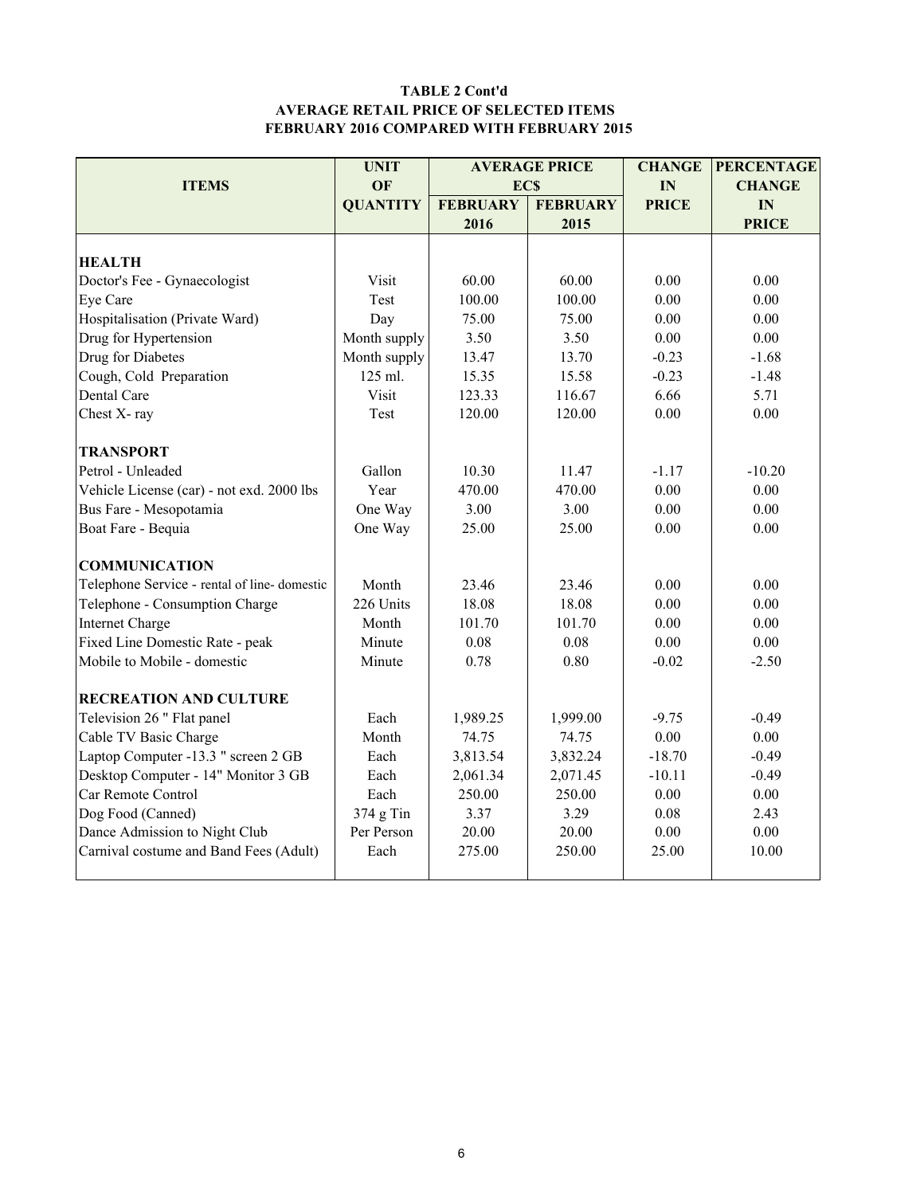**TABLE 2 Cont'd**
**AVERAGE RETAIL PRICE OF SELECTED ITEMS**
**FEBRUARY 2016 COMPARED WITH FEBRUARY 2015**

| ITEMS | UNIT OF QUANTITY | AVERAGE PRICE EC$ FEBRUARY 2016 | AVERAGE PRICE EC$ FEBRUARY 2015 | CHANGE IN PRICE | PERCENTAGE CHANGE IN PRICE |
|---|---|---|---|---|---|
| **HEALTH** | | | | | |
| Doctor's Fee - Gynaecologist | Visit | 60.00 | 60.00 | 0.00 | 0.00 |
| Eye Care | Test | 100.00 | 100.00 | 0.00 | 0.00 |
| Hospitalisation (Private Ward) | Day | 75.00 | 75.00 | 0.00 | 0.00 |
| Drug for Hypertension | Month supply | 3.50 | 3.50 | 0.00 | 0.00 |
| Drug for Diabetes | Month supply | 13.47 | 13.70 | -0.23 | -1.68 |
| Cough, Cold Preparation | 125 ml. | 15.35 | 15.58 | -0.23 | -1.48 |
| Dental Care | Visit | 123.33 | 116.67 | 6.66 | 5.71 |
| Chest X- ray | Test | 120.00 | 120.00 | 0.00 | 0.00 |
| **TRANSPORT** | | | | | |
| Petrol - Unleaded | Gallon | 10.30 | 11.47 | -1.17 | -10.20 |
| Vehicle License (car) - not exd. 2000 lbs | Year | 470.00 | 470.00 | 0.00 | 0.00 |
| Bus Fare - Mesopotamia | One Way | 3.00 | 3.00 | 0.00 | 0.00 |
| Boat Fare - Bequia | One Way | 25.00 | 25.00 | 0.00 | 0.00 |
| **COMMUNICATION** | | | | | |
| Telephone Service - rental of line- domestic | Month | 23.46 | 23.46 | 0.00 | 0.00 |
| Telephone - Consumption Charge | 226 Units | 18.08 | 18.08 | 0.00 | 0.00 |
| Internet Charge | Month | 101.70 | 101.70 | 0.00 | 0.00 |
| Fixed Line Domestic Rate - peak | Minute | 0.08 | 0.08 | 0.00 | 0.00 |
| Mobile to Mobile - domestic | Minute | 0.78 | 0.80 | -0.02 | -2.50 |
| **RECREATION AND CULTURE** | | | | | |
| Television 26 " Flat panel | Each | 1,989.25 | 1,999.00 | -9.75 | -0.49 |
| Cable TV Basic Charge | Month | 74.75 | 74.75 | 0.00 | 0.00 |
| Laptop Computer -13.3 " screen 2 GB | Each | 3,813.54 | 3,832.24 | -18.70 | -0.49 |
| Desktop Computer - 14" Monitor 3 GB | Each | 2,061.34 | 2,071.45 | -10.11 | -0.49 |
| Car Remote Control | Each | 250.00 | 250.00 | 0.00 | 0.00 |
| Dog Food (Canned) | 374 g Tin | 3.37 | 3.29 | 0.08 | 2.43 |
| Dance Admission to Night Club | Per Person | 20.00 | 20.00 | 0.00 | 0.00 |
| Carnival costume and Band Fees (Adult) | Each | 275.00 | 250.00 | 25.00 | 10.00 |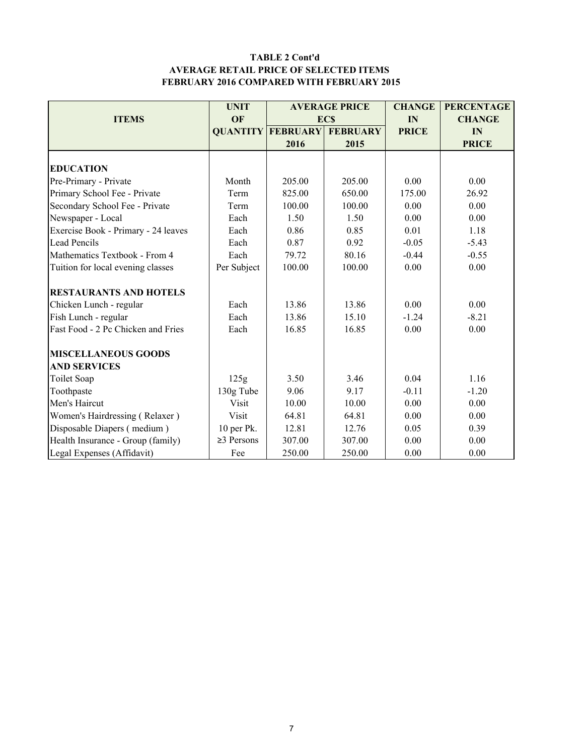**TABLE 2 Cont'd**
**AVERAGE RETAIL PRICE OF SELECTED ITEMS**
**FEBRUARY 2016 COMPARED WITH FEBRUARY 2015**

| ITEMS | UNIT OF QUANTITY | AVERAGE PRICE EC$ FEBRUARY 2016 | FEBRUARY 2015 | CHANGE IN PRICE | PERCENTAGE CHANGE IN PRICE |
|---|---|---|---|---|---|
| **EDUCATION** | | | | | |
| Pre-Primary - Private | Month | 205.00 | 205.00 | 0.00 | 0.00 |
| Primary School Fee - Private | Term | 825.00 | 650.00 | 175.00 | 26.92 |
| Secondary School Fee - Private | Term | 100.00 | 100.00 | 0.00 | 0.00 |
| Newspaper - Local | Each | 1.50 | 1.50 | 0.00 | 0.00 |
| Exercise Book - Primary - 24 leaves | Each | 0.86 | 0.85 | 0.01 | 1.18 |
| Lead Pencils | Each | 0.87 | 0.92 | -0.05 | -5.43 |
| Mathematics Textbook - From 4 | Each | 79.72 | 80.16 | -0.44 | -0.55 |
| Tuition for local evening classes | Per Subject | 100.00 | 100.00 | 0.00 | 0.00 |
| **RESTAURANTS AND HOTELS** | | | | | |
| Chicken Lunch - regular | Each | 13.86 | 13.86 | 0.00 | 0.00 |
| Fish Lunch - regular | Each | 13.86 | 15.10 | -1.24 | -8.21 |
| Fast Food - 2 Pc Chicken and Fries | Each | 16.85 | 16.85 | 0.00 | 0.00 |
| **MISCELLANEOUS GOODS AND SERVICES** | | | | | |
| Toilet Soap | 125g | 3.50 | 3.46 | 0.04 | 1.16 |
| Toothpaste | 130g Tube | 9.06 | 9.17 | -0.11 | -1.20 |
| Men's Haircut | Visit | 10.00 | 10.00 | 0.00 | 0.00 |
| Women's Hairdressing ( Relaxer ) | Visit | 64.81 | 64.81 | 0.00 | 0.00 |
| Disposable Diapers ( medium ) | 10 per Pk. | 12.81 | 12.76 | 0.05 | 0.39 |
| Health Insurance - Group (family) | ≥3 Persons | 307.00 | 307.00 | 0.00 | 0.00 |
| Legal Expenses (Affidavit) | Fee | 250.00 | 250.00 | 0.00 | 0.00 |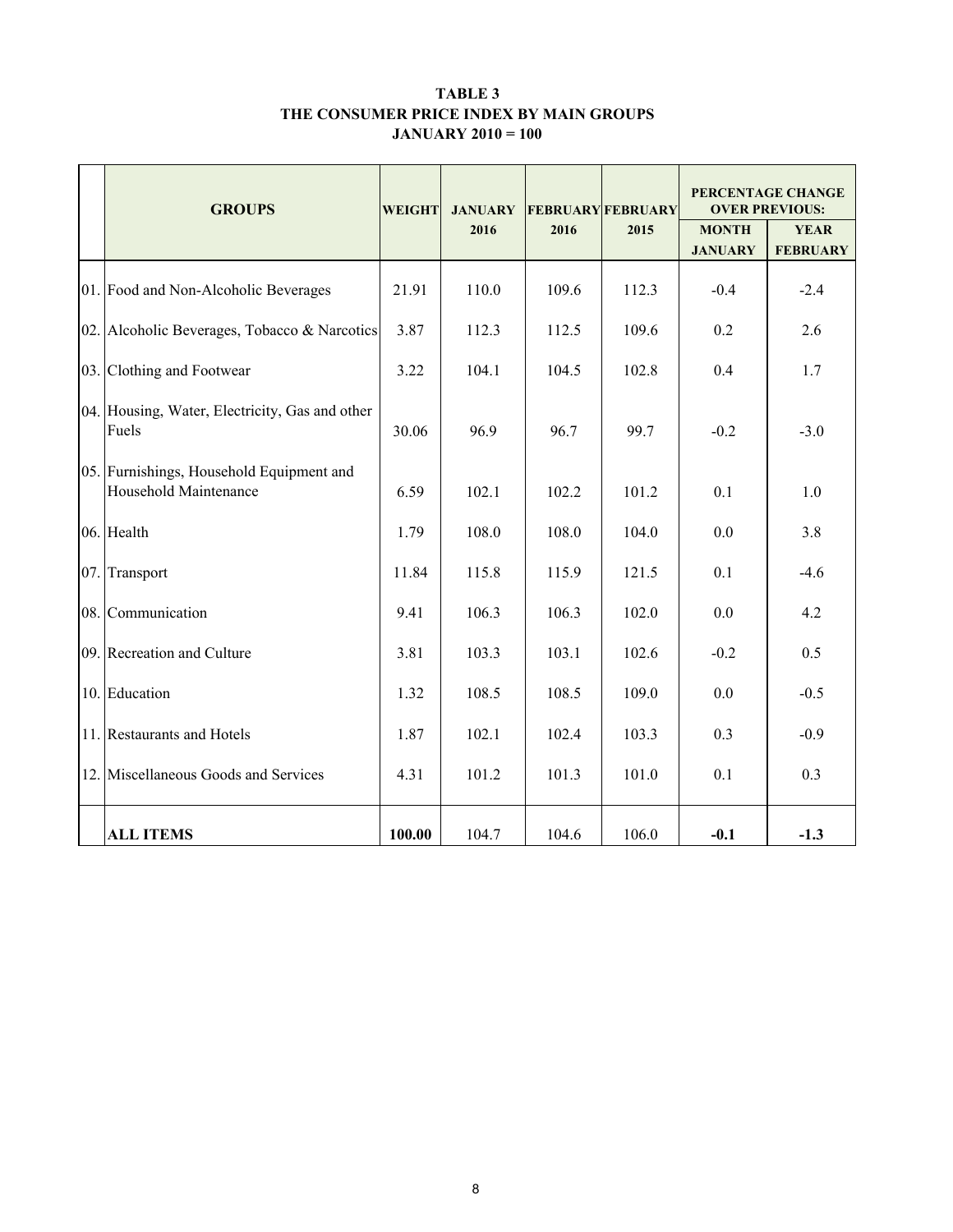**TABLE 3**
**THE CONSUMER PRICE INDEX BY MAIN GROUPS**
**JANUARY 2010 = 100**

| | GROUPS | WEIGHT | JANUARY 2016 | FEBRUARY 2016 | FEBRUARY 2015 | PERCENTAGE CHANGE OVER PREVIOUS: | |
|---|---|---|---|---|---|---|---|
| | | | | | | MONTH JANUARY | YEAR FEBRUARY |
| 01. | Food and Non-Alcoholic Beverages | 21.91 | 110.0 | 109.6 | 112.3 | -0.4 | -2.4 |
| 02. | Alcoholic Beverages, Tobacco & Narcotics | 3.87 | 112.3 | 112.5 | 109.6 | 0.2 | 2.6 |
| 03. | Clothing and Footwear | 3.22 | 104.1 | 104.5 | 102.8 | 0.4 | 1.7 |
| 04. | Housing, Water, Electricity, Gas and other Fuels | 30.06 | 96.9 | 96.7 | 99.7 | -0.2 | -3.0 |
| 05. | Furnishings, Household Equipment and Household Maintenance | 6.59 | 102.1 | 102.2 | 101.2 | 0.1 | 1.0 |
| 06. | Health | 1.79 | 108.0 | 108.0 | 104.0 | 0.0 | 3.8 |
| 07. | Transport | 11.84 | 115.8 | 115.9 | 121.5 | 0.1 | -4.6 |
| 08. | Communication | 9.41 | 106.3 | 106.3 | 102.0 | 0.0 | 4.2 |
| 09. | Recreation and Culture | 3.81 | 103.3 | 103.1 | 102.6 | -0.2 | 0.5 |
| 10. | Education | 1.32 | 108.5 | 108.5 | 109.0 | 0.0 | -0.5 |
| 11. | Restaurants and Hotels | 1.87 | 102.1 | 102.4 | 103.3 | 0.3 | -0.9 |
| 12. | Miscellaneous Goods and Services | 4.31 | 101.2 | 101.3 | 101.0 | 0.1 | 0.3 |
| | **ALL ITEMS** | **100.00** | 104.7 | 104.6 | 106.0 | **-0.1** | **-1.3** |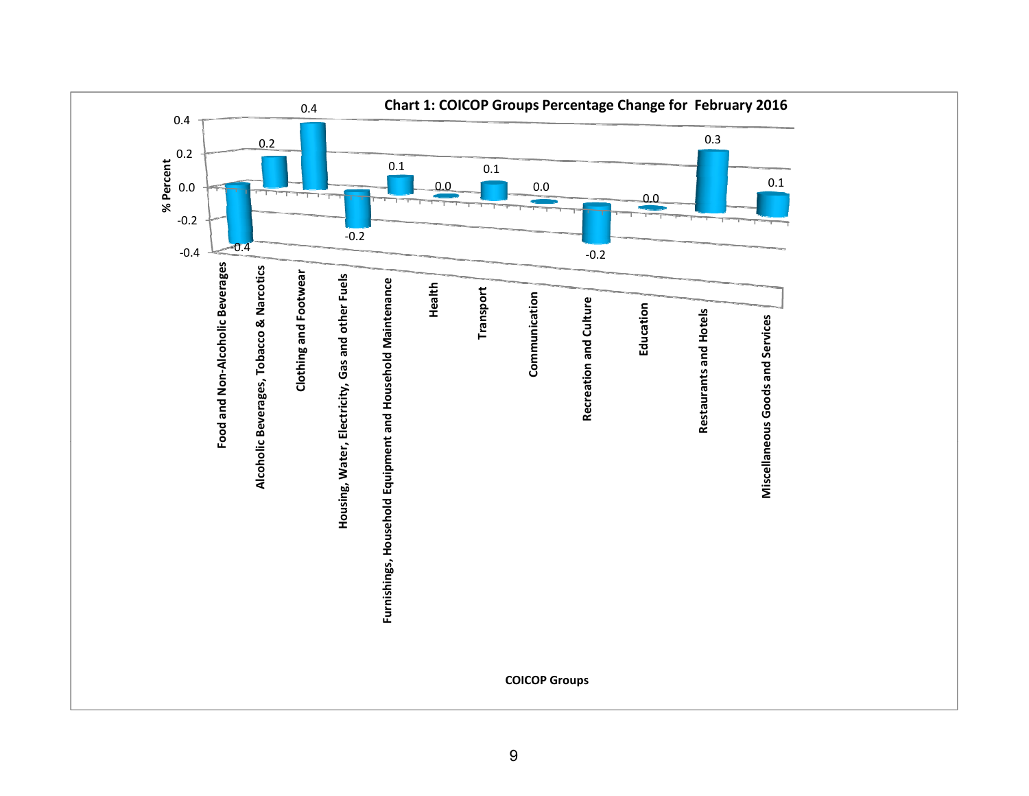**Chart 1: COICOP Groups Percentage Change for February 2016**

| COICOP Groups | % Percent |
|---|---|
| Food and Non-Alcoholic Beverages | -0.4 |
| Alcoholic Beverages, Tobacco & Narcotics | 0.2 |
| Clothing and Footwear | 0.4 |
| Housing, Water, Electricity, Gas and other Fuels | -0.2 |
| Furnishings, Household Equipment and Household Maintenance | 0.1 |
| Health | 0.0 |
| Transport | 0.1 |
| Communication | 0.0 |
| Recreation and Culture | -0.2 |
| Education | 0.0 |
| Restaurants and Hotels | 0.3 |
| Miscellaneous Goods and Services | 0.1 |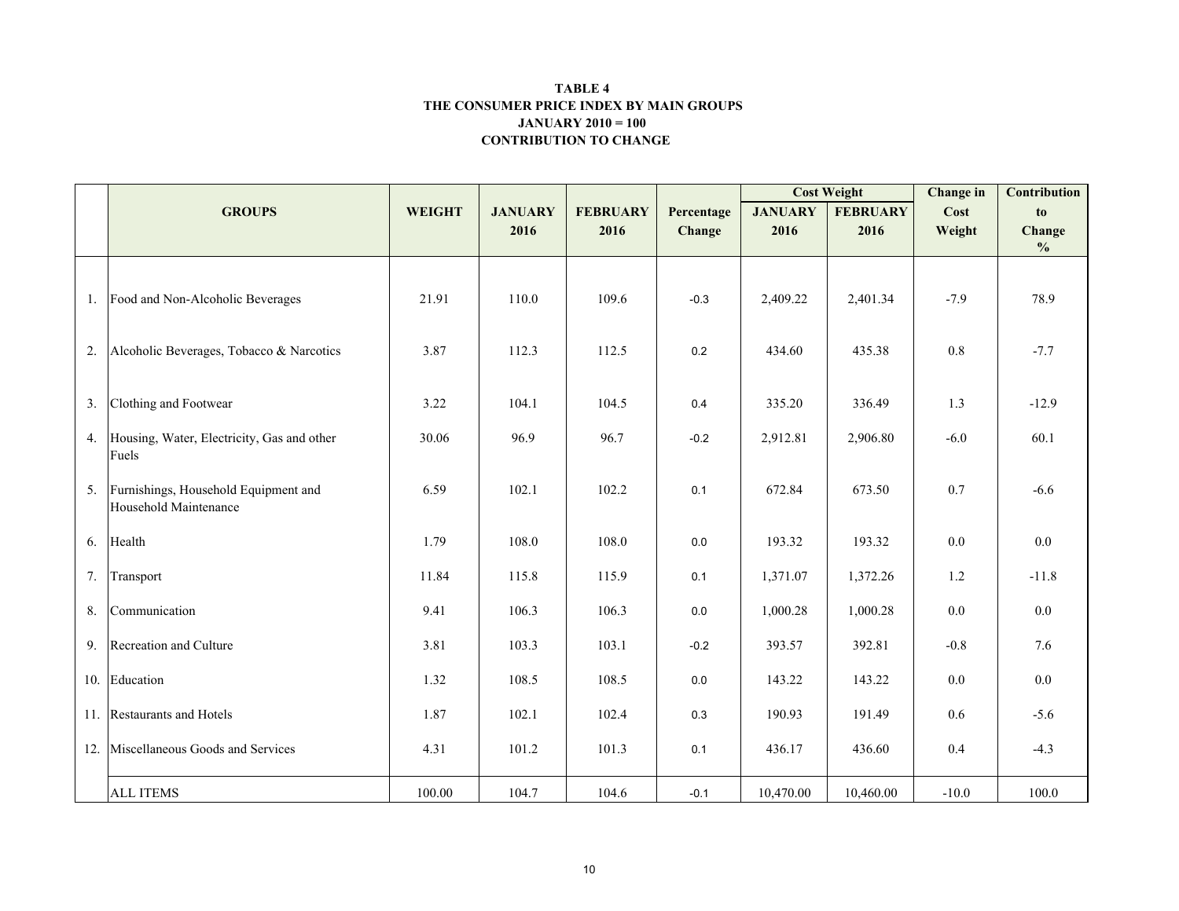**TABLE 4**
**THE CONSUMER PRICE INDEX BY MAIN GROUPS**
**JANUARY 2010 = 100**
**CONTRIBUTION TO CHANGE**

| | GROUPS | WEIGHT | JANUARY 2016 | FEBRUARY 2016 | Percentage Change | Cost Weight | | Change in Cost Weight | Contribution to Change % |
|---|---|---|---|---|---|---|---|---|---|
| | | | | | | JANUARY 2016 | FEBRUARY 2016 | | |
| 1. | Food and Non-Alcoholic Beverages | 21.91 | 110.0 | 109.6 | -0.3 | 2,409.22 | 2,401.34 | -7.9 | 78.9 |
| 2. | Alcoholic Beverages, Tobacco & Narcotics | 3.87 | 112.3 | 112.5 | 0.2 | 434.60 | 435.38 | 0.8 | -7.7 |
| 3. | Clothing and Footwear | 3.22 | 104.1 | 104.5 | 0.4 | 335.20 | 336.49 | 1.3 | -12.9 |
| 4. | Housing, Water, Electricity, Gas and other Fuels | 30.06 | 96.9 | 96.7 | -0.2 | 2,912.81 | 2,906.80 | -6.0 | 60.1 |
| 5. | Furnishings, Household Equipment and Household Maintenance | 6.59 | 102.1 | 102.2 | 0.1 | 672.84 | 673.50 | 0.7 | -6.6 |
| 6. | Health | 1.79 | 108.0 | 108.0 | 0.0 | 193.32 | 193.32 | 0.0 | 0.0 |
| 7. | Transport | 11.84 | 115.8 | 115.9 | 0.1 | 1,371.07 | 1,372.26 | 1.2 | -11.8 |
| 8. | Communication | 9.41 | 106.3 | 106.3 | 0.0 | 1,000.28 | 1,000.28 | 0.0 | 0.0 |
| 9. | Recreation and Culture | 3.81 | 103.3 | 103.1 | -0.2 | 393.57 | 392.81 | -0.8 | 7.6 |
| 10. | Education | 1.32 | 108.5 | 108.5 | 0.0 | 143.22 | 143.22 | 0.0 | 0.0 |
| 11. | Restaurants and Hotels | 1.87 | 102.1 | 102.4 | 0.3 | 190.93 | 191.49 | 0.6 | -5.6 |
| 12. | Miscellaneous Goods and Services | 4.31 | 101.2 | 101.3 | 0.1 | 436.17 | 436.60 | 0.4 | -4.3 |
| | ALL ITEMS | 100.00 | 104.7 | 104.6 | -0.1 | 10,470.00 | 10,460.00 | -10.0 | 100.0 |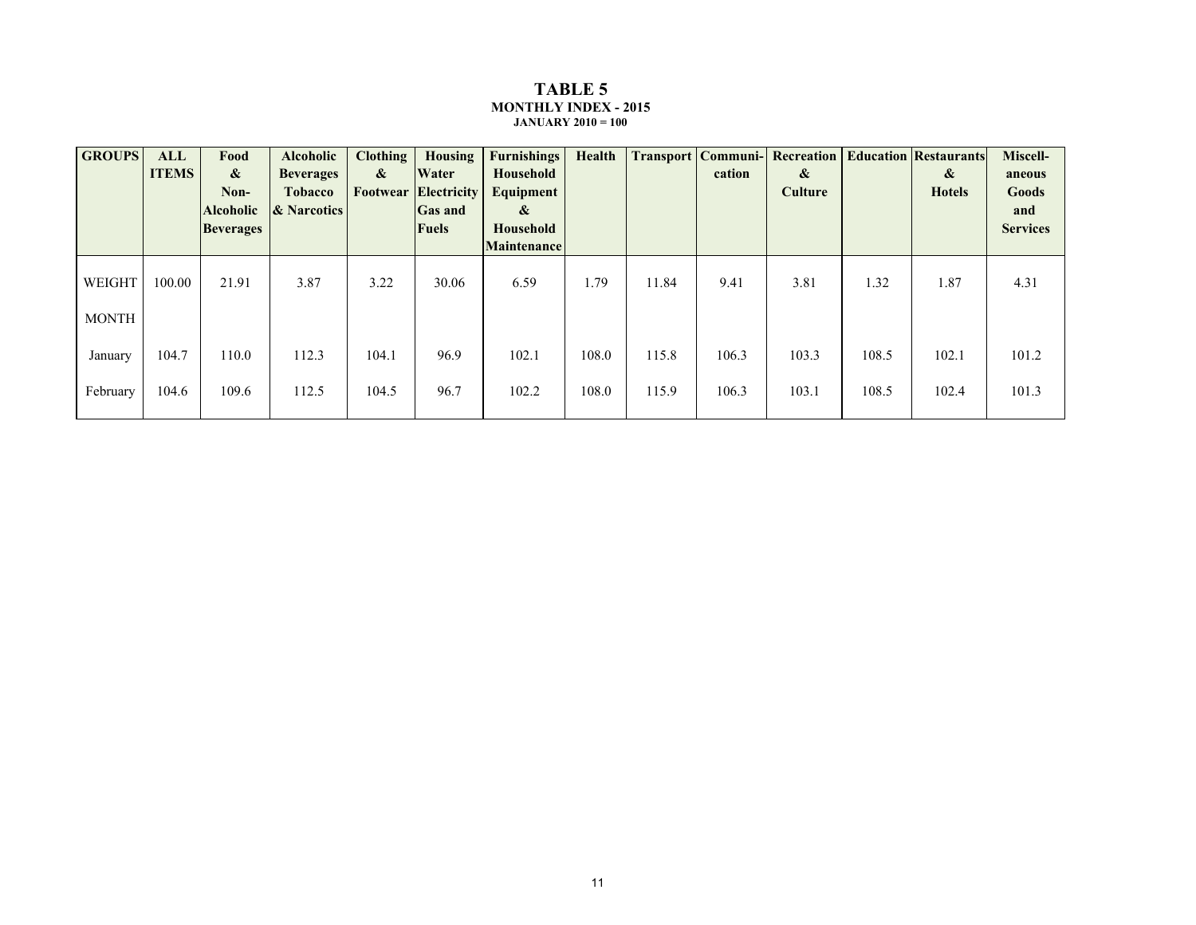# TABLE 5

**MONTHLY INDEX - 2015**

**JANUARY 2010 = 100**

| GROUPS | ALL ITEMS | Food & Non-Alcoholic Beverages | Alcoholic Beverages Tobacco & Narcotics | Clothing & Footwear | Housing Water Electricity Gas and Fuels | Furnishings Household Equipment & Household Maintenance | Health | Transport | Communi-cation | Recreation & Culture | Education | Restaurants & Hotels | Miscell-aneous Goods and Services |
|---|---|---|---|---|---|---|---|---|---|---|---|---|---|
| WEIGHT | 100.00 | 21.91 | 3.87 | 3.22 | 30.06 | 6.59 | 1.79 | 11.84 | 9.41 | 3.81 | 1.32 | 1.87 | 4.31 |
| MONTH | | | | | | | | | | | | | |
| January | 104.7 | 110.0 | 112.3 | 104.1 | 96.9 | 102.1 | 108.0 | 115.8 | 106.3 | 103.3 | 108.5 | 102.1 | 101.2 |
| February | 104.6 | 109.6 | 112.5 | 104.5 | 96.7 | 102.2 | 108.0 | 115.9 | 106.3 | 103.1 | 108.5 | 102.4 | 101.3 |